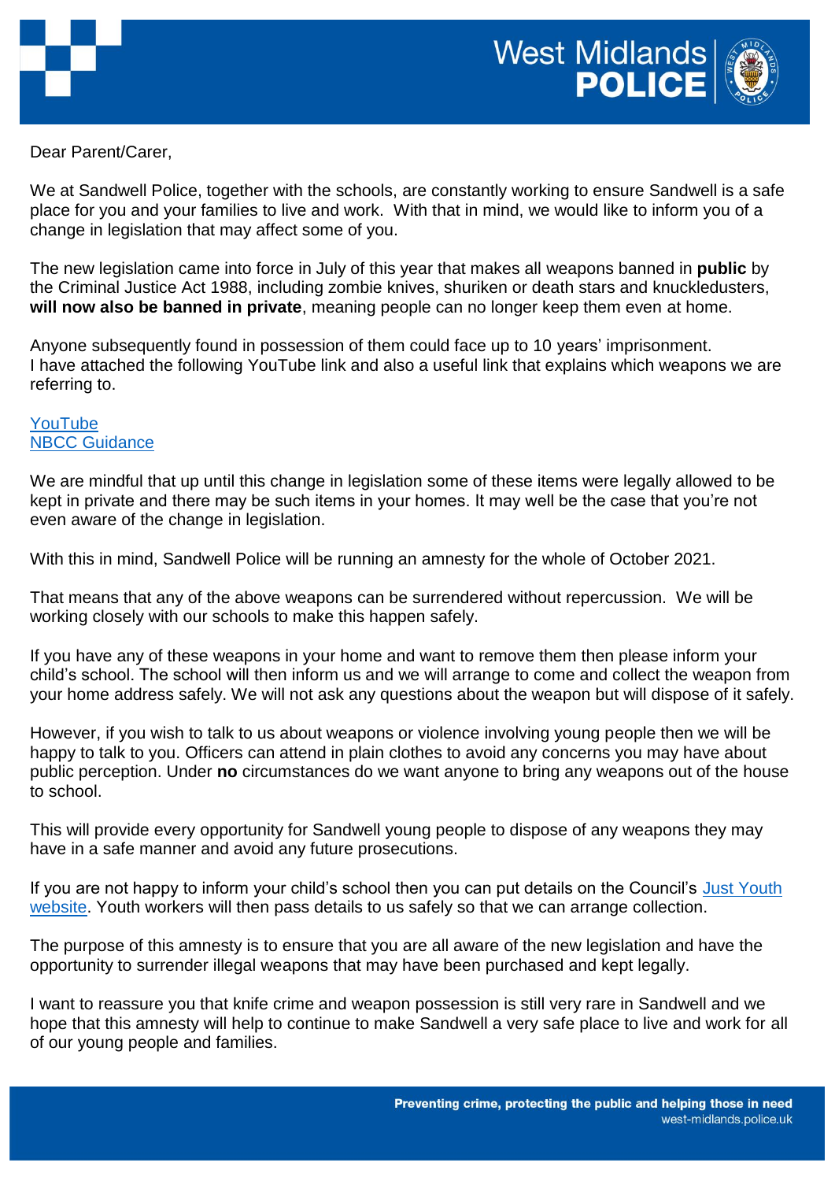Dear Parent/Carer,

We at Sandwell Police, together with the schools, are constantly working to ensure Sandwell is a safe place for you and your families to live and work. With that in mind, we would like to inform you of a change in legislation that may affect some of you.

The new legislation came into force in July of this year that makes all weapons banned in **public** by the Criminal Justice Act 1988, including zombie knives, shuriken or death stars and knuckledusters, **will now also be banned in private**, meaning people can no longer keep them even at home.

Anyone subsequently found in possession of them could face up to 10 years' imprisonment. I have attached the following YouTube link and also a useful link that explains which weapons we are referring to.

YouTube
NBCC Guidance

We are mindful that up until this change in legislation some of these items were legally allowed to be kept in private and there may be such items in your homes. It may well be the case that you're not even aware of the change in legislation.

With this in mind, Sandwell Police will be running an amnesty for the whole of October 2021.

That means that any of the above weapons can be surrendered without repercussion. We will be working closely with our schools to make this happen safely.

If you have any of these weapons in your home and want to remove them then please inform your child's school. The school will then inform us and we will arrange to come and collect the weapon from your home address safely. We will not ask any questions about the weapon but will dispose of it safely.

However, if you wish to talk to us about weapons or violence involving young people then we will be happy to talk to you. Officers can attend in plain clothes to avoid any concerns you may have about public perception. Under **no** circumstances do we want anyone to bring any weapons out of the house to school.

This will provide every opportunity for Sandwell young people to dispose of any weapons they may have in a safe manner and avoid any future prosecutions.

If you are not happy to inform your child's school then you can put details on the Council's Just Youth website. Youth workers will then pass details to us safely so that we can arrange collection.

The purpose of this amnesty is to ensure that you are all aware of the new legislation and have the opportunity to surrender illegal weapons that may have been purchased and kept legally.

I want to reassure you that knife crime and weapon possession is still very rare in Sandwell and we hope that this amnesty will help to continue to make Sandwell a very safe place to live and work for all of our young people and families.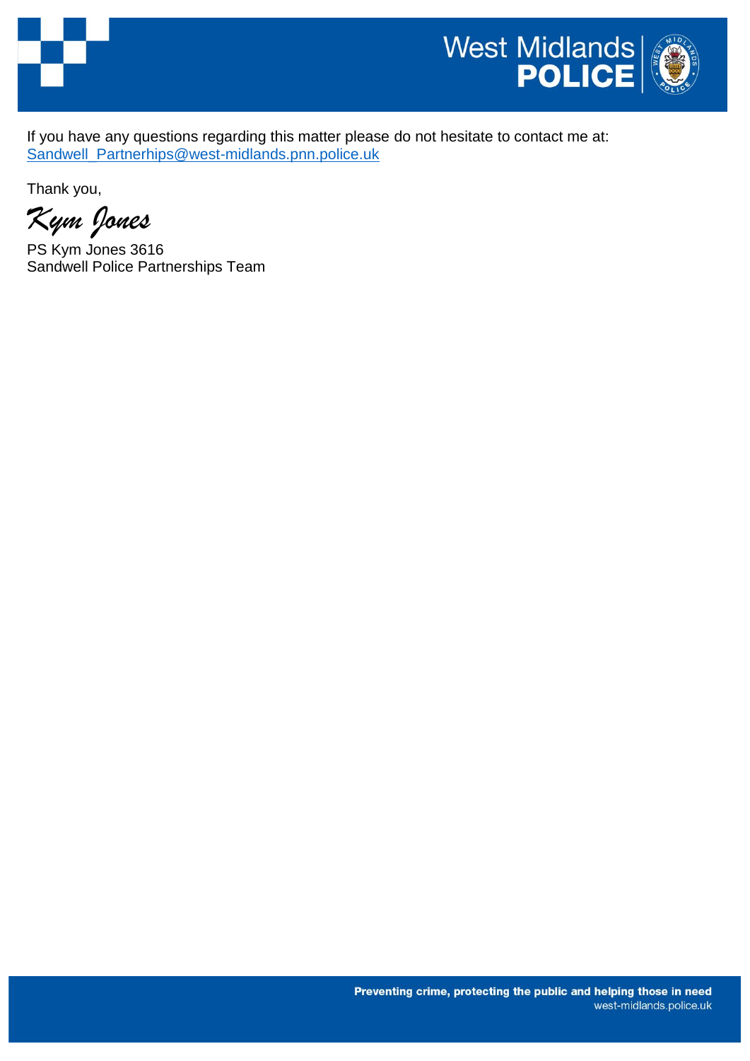If you have any questions regarding this matter please do not hesitate to contact me at:
Sandwell_Partnerhips@west-midlands.pnn.police.uk

Thank you,

*Kym Jones*

PS Kym Jones 3616
Sandwell Police Partnerships Team